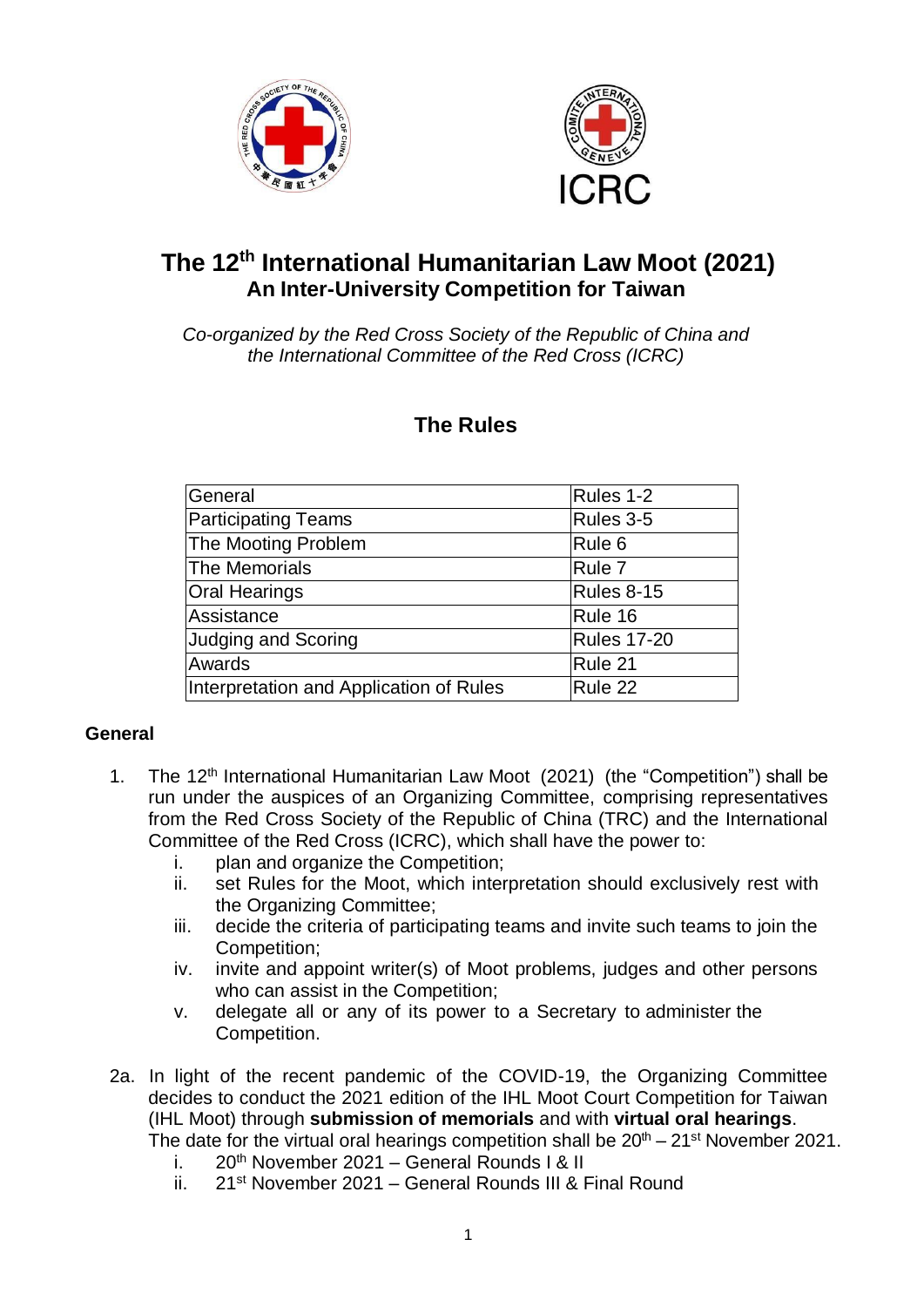# The 12th International Humanitarian Law Moot (2021)
## An Inter-University Competition for Taiwan

*Co-organized by the Red Cross Society of the Republic of China and the International Committee of the Red Cross (ICRC)*

## The Rules

| General | Rules 1-2 |
|---|---|
| Participating Teams | Rules 3-5 |
| The Mooting Problem | Rule 6 |
| The Memorials | Rule 7 |
| Oral Hearings | Rules 8-15 |
| Assistance | Rule 16 |
| Judging and Scoring | Rules 17-20 |
| Awards | Rule 21 |
| Interpretation and Application of Rules | Rule 22 |

### General

1. The 12th International Humanitarian Law Moot (2021) (the "Competition") shall be run under the auspices of an Organizing Committee, comprising representatives from the Red Cross Society of the Republic of China (TRC) and the International Committee of the Red Cross (ICRC), which shall have the power to:
   i. plan and organize the Competition;
   ii. set Rules for the Moot, which interpretation should exclusively rest with the Organizing Committee;
   iii. decide the criteria of participating teams and invite such teams to join the Competition;
   iv. invite and appoint writer(s) of Moot problems, judges and other persons who can assist in the Competition;
   v. delegate all or any of its power to a Secretary to administer the Competition.

2a. In light of the recent pandemic of the COVID-19, the Organizing Committee decides to conduct the 2021 edition of the IHL Moot Court Competition for Taiwan (IHL Moot) through **submission of memorials** and with **virtual oral hearings**. The date for the virtual oral hearings competition shall be 20th – 21st November 2021.
   i. 20th November 2021 – General Rounds I & II
   ii. 21st November 2021 – General Rounds III & Final Round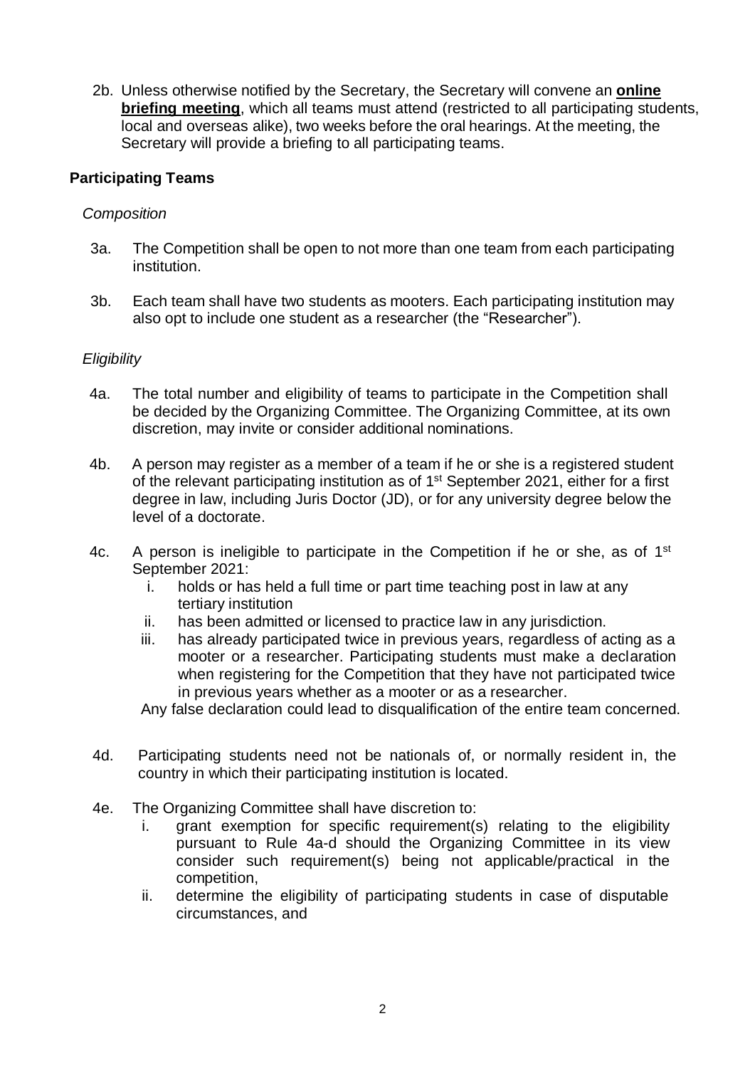2b. Unless otherwise notified by the Secretary, the Secretary will convene an **online briefing meeting**, which all teams must attend (restricted to all participating students, local and overseas alike), two weeks before the oral hearings. At the meeting, the Secretary will provide a briefing to all participating teams.

### Participating Teams

*Composition*

3a. The Competition shall be open to not more than one team from each participating institution.

3b. Each team shall have two students as mooters. Each participating institution may also opt to include one student as a researcher (the "Researcher").

*Eligibility*

4a. The total number and eligibility of teams to participate in the Competition shall be decided by the Organizing Committee. The Organizing Committee, at its own discretion, may invite or consider additional nominations.

4b. A person may register as a member of a team if he or she is a registered student of the relevant participating institution as of 1st September 2021, either for a first degree in law, including Juris Doctor (JD), or for any university degree below the level of a doctorate.

4c. A person is ineligible to participate in the Competition if he or she, as of 1st September 2021:

i. holds or has held a full time or part time teaching post in law at any tertiary institution
ii. has been admitted or licensed to practice law in any jurisdiction.
iii. has already participated twice in previous years, regardless of acting as a mooter or a researcher. Participating students must make a declaration when registering for the Competition that they have not participated twice in previous years whether as a mooter or as a researcher.

Any false declaration could lead to disqualification of the entire team concerned.

4d. Participating students need not be nationals of, or normally resident in, the country in which their participating institution is located.

4e. The Organizing Committee shall have discretion to:

i. grant exemption for specific requirement(s) relating to the eligibility pursuant to Rule 4a-d should the Organizing Committee in its view consider such requirement(s) being not applicable/practical in the competition,
ii. determine the eligibility of participating students in case of disputable circumstances, and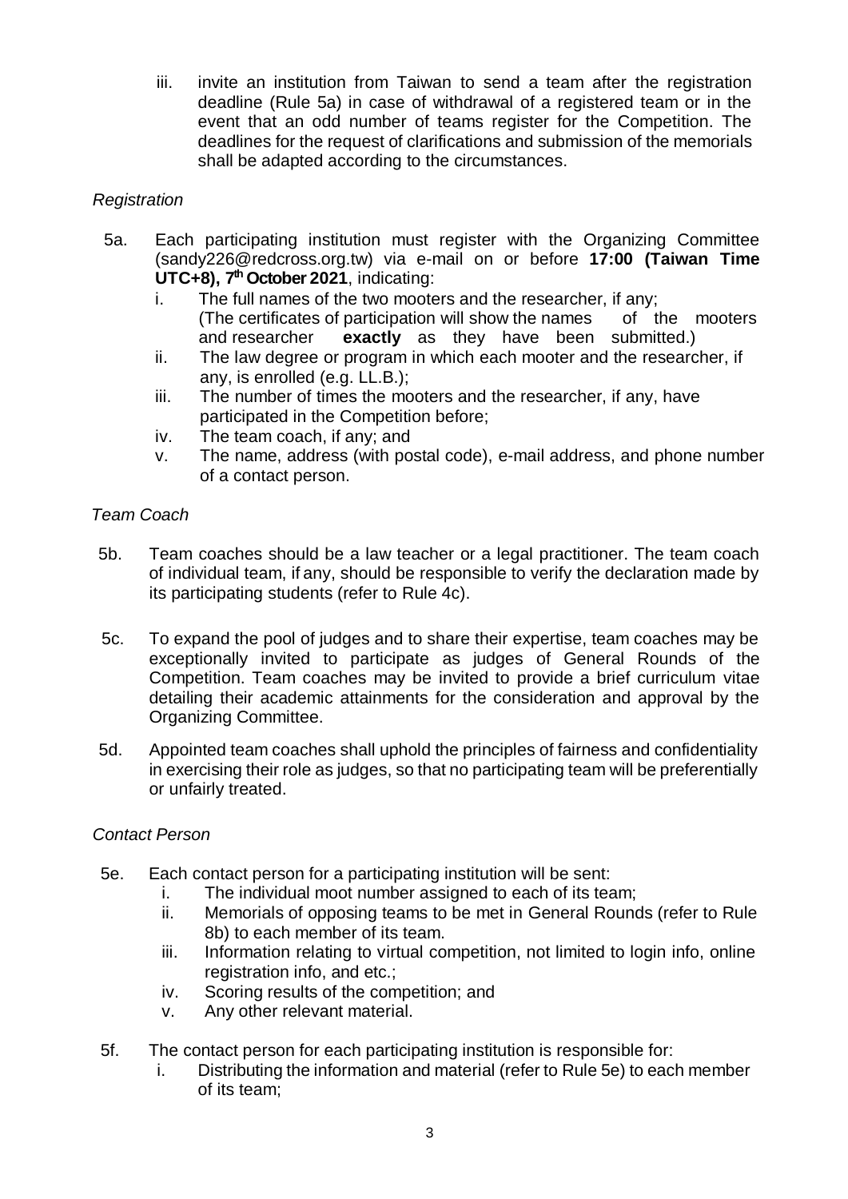iii. invite an institution from Taiwan to send a team after the registration deadline (Rule 5a) in case of withdrawal of a registered team or in the event that an odd number of teams register for the Competition. The deadlines for the request of clarifications and submission of the memorials shall be adapted according to the circumstances.

*Registration*

5a. Each participating institution must register with the Organizing Committee (sandy226@redcross.org.tw) via e-mail on or before **17:00 (Taiwan Time UTC+8), 7th October 2021**, indicating:

i. The full names of the two mooters and the researcher, if any; (The certificates of participation will show the names of the mooters and researcher **exactly** as they have been submitted.)
ii. The law degree or program in which each mooter and the researcher, if any, is enrolled (e.g. LL.B.);
iii. The number of times the mooters and the researcher, if any, have participated in the Competition before;
iv. The team coach, if any; and
v. The name, address (with postal code), e-mail address, and phone number of a contact person.

*Team Coach*

5b. Team coaches should be a law teacher or a legal practitioner. The team coach of individual team, if any, should be responsible to verify the declaration made by its participating students (refer to Rule 4c).

5c. To expand the pool of judges and to share their expertise, team coaches may be exceptionally invited to participate as judges of General Rounds of the Competition. Team coaches may be invited to provide a brief curriculum vitae detailing their academic attainments for the consideration and approval by the Organizing Committee.

5d. Appointed team coaches shall uphold the principles of fairness and confidentiality in exercising their role as judges, so that no participating team will be preferentially or unfairly treated.

*Contact Person*

5e. Each contact person for a participating institution will be sent:

i. The individual moot number assigned to each of its team;
ii. Memorials of opposing teams to be met in General Rounds (refer to Rule 8b) to each member of its team.
iii. Information relating to virtual competition, not limited to login info, online registration info, and etc.;
iv. Scoring results of the competition; and
v. Any other relevant material.

5f. The contact person for each participating institution is responsible for:

i. Distributing the information and material (refer to Rule 5e) to each member of its team;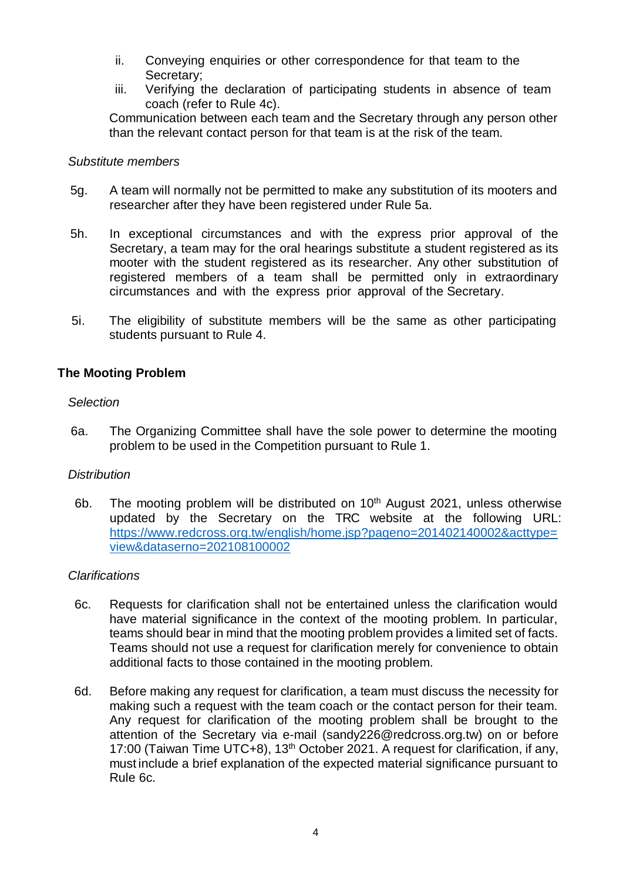ii. Conveying enquiries or other correspondence for that team to the Secretary;
iii. Verifying the declaration of participating students in absence of team coach (refer to Rule 4c).

Communication between each team and the Secretary through any person other than the relevant contact person for that team is at the risk of the team.

*Substitute members*

5g. A team will normally not be permitted to make any substitution of its mooters and researcher after they have been registered under Rule 5a.

5h. In exceptional circumstances and with the express prior approval of the Secretary, a team may for the oral hearings substitute a student registered as its mooter with the student registered as its researcher. Any other substitution of registered members of a team shall be permitted only in extraordinary circumstances and with the express prior approval of the Secretary.

5i. The eligibility of substitute members will be the same as other participating students pursuant to Rule 4.

## The Mooting Problem

*Selection*

6a. The Organizing Committee shall have the sole power to determine the mooting problem to be used in the Competition pursuant to Rule 1.

*Distribution*

6b. The mooting problem will be distributed on 10th August 2021, unless otherwise updated by the Secretary on the TRC website at the following URL: [https://www.redcross.org.tw/english/home.jsp?pageno=201402140002&acttype=view&dataserno=202108100002](https://www.redcross.org.tw/english/home.jsp?pageno=201402140002&acttype=view&dataserno=202108100002)

*Clarifications*

6c. Requests for clarification shall not be entertained unless the clarification would have material significance in the context of the mooting problem. In particular, teams should bear in mind that the mooting problem provides a limited set of facts. Teams should not use a request for clarification merely for convenience to obtain additional facts to those contained in the mooting problem.

6d. Before making any request for clarification, a team must discuss the necessity for making such a request with the team coach or the contact person for their team. Any request for clarification of the mooting problem shall be brought to the attention of the Secretary via e-mail (sandy226@redcross.org.tw) on or before 17:00 (Taiwan Time UTC+8), 13th October 2021. A request for clarification, if any, must include a brief explanation of the expected material significance pursuant to Rule 6c.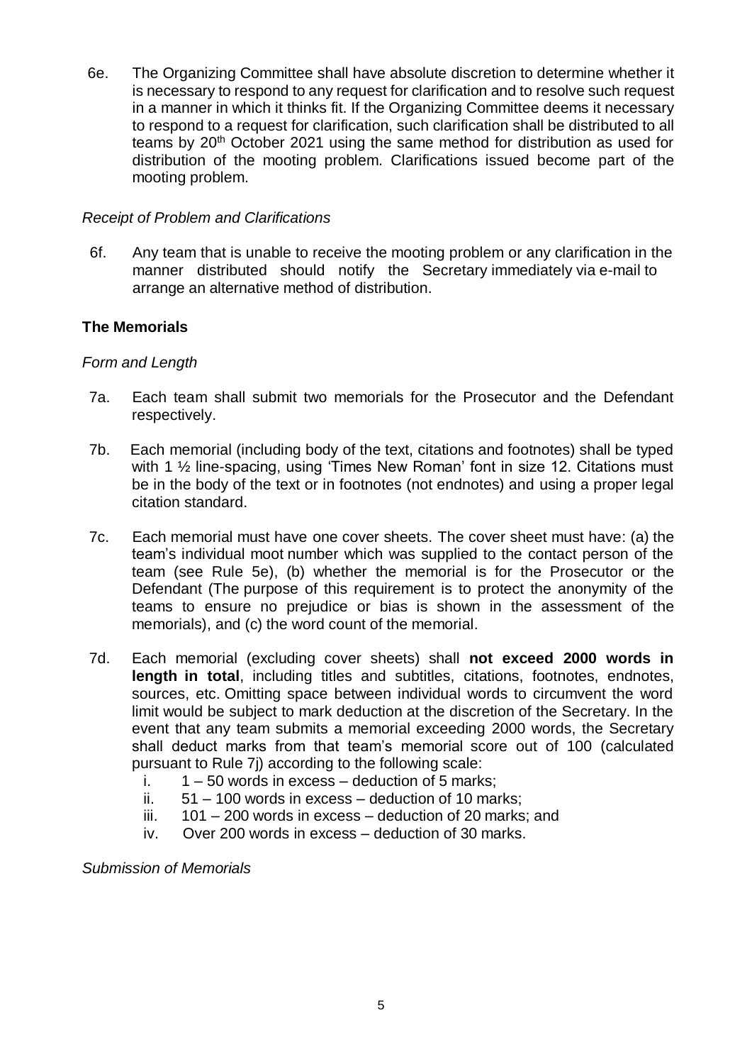6e. The Organizing Committee shall have absolute discretion to determine whether it is necessary to respond to any request for clarification and to resolve such request in a manner in which it thinks fit. If the Organizing Committee deems it necessary to respond to a request for clarification, such clarification shall be distributed to all teams by 20th October 2021 using the same method for distribution as used for distribution of the mooting problem. Clarifications issued become part of the mooting problem.

*Receipt of Problem and Clarifications*

6f. Any team that is unable to receive the mooting problem or any clarification in the manner distributed should notify the Secretary immediately via e-mail to arrange an alternative method of distribution.

## The Memorials

*Form and Length*

7a. Each team shall submit two memorials for the Prosecutor and the Defendant respectively.

7b. Each memorial (including body of the text, citations and footnotes) shall be typed with 1 ½ line-spacing, using 'Times New Roman' font in size 12. Citations must be in the body of the text or in footnotes (not endnotes) and using a proper legal citation standard.

7c. Each memorial must have one cover sheets. The cover sheet must have: (a) the team's individual moot number which was supplied to the contact person of the team (see Rule 5e), (b) whether the memorial is for the Prosecutor or the Defendant (The purpose of this requirement is to protect the anonymity of the teams to ensure no prejudice or bias is shown in the assessment of the memorials), and (c) the word count of the memorial.

7d. Each memorial (excluding cover sheets) shall **not exceed 2000 words in length in total**, including titles and subtitles, citations, footnotes, endnotes, sources, etc. Omitting space between individual words to circumvent the word limit would be subject to mark deduction at the discretion of the Secretary. In the event that any team submits a memorial exceeding 2000 words, the Secretary shall deduct marks from that team's memorial score out of 100 (calculated pursuant to Rule 7j) according to the following scale:

i. 1 – 50 words in excess – deduction of 5 marks;
ii. 51 – 100 words in excess – deduction of 10 marks;
iii. 101 – 200 words in excess – deduction of 20 marks; and
iv. Over 200 words in excess – deduction of 30 marks.

*Submission of Memorials*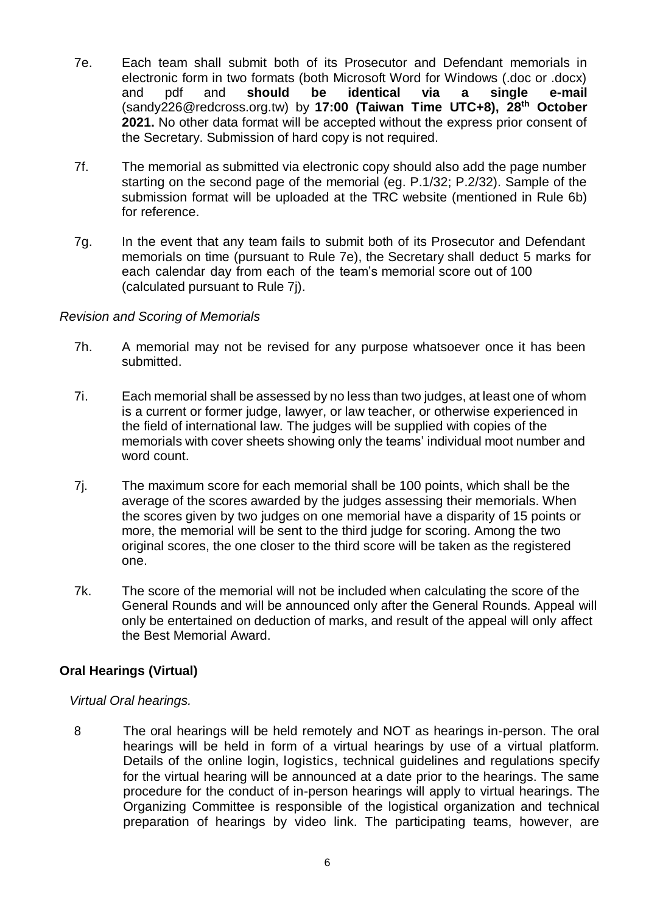7e. Each team shall submit both of its Prosecutor and Defendant memorials in electronic form in two formats (both Microsoft Word for Windows (.doc or .docx) and pdf and **should be identical via a single e-mail** (sandy226@redcross.org.tw) by **17:00 (Taiwan Time UTC+8), 28th October 2021.** No other data format will be accepted without the express prior consent of the Secretary. Submission of hard copy is not required.

7f. The memorial as submitted via electronic copy should also add the page number starting on the second page of the memorial (eg. P.1/32; P.2/32). Sample of the submission format will be uploaded at the TRC website (mentioned in Rule 6b) for reference.

7g. In the event that any team fails to submit both of its Prosecutor and Defendant memorials on time (pursuant to Rule 7e), the Secretary shall deduct 5 marks for each calendar day from each of the team's memorial score out of 100 (calculated pursuant to Rule 7j).

*Revision and Scoring of Memorials*

7h. A memorial may not be revised for any purpose whatsoever once it has been submitted.

7i. Each memorial shall be assessed by no less than two judges, at least one of whom is a current or former judge, lawyer, or law teacher, or otherwise experienced in the field of international law. The judges will be supplied with copies of the memorials with cover sheets showing only the teams' individual moot number and word count.

7j. The maximum score for each memorial shall be 100 points, which shall be the average of the scores awarded by the judges assessing their memorials. When the scores given by two judges on one memorial have a disparity of 15 points or more, the memorial will be sent to the third judge for scoring. Among the two original scores, the one closer to the third score will be taken as the registered one.

7k. The score of the memorial will not be included when calculating the score of the General Rounds and will be announced only after the General Rounds. Appeal will only be entertained on deduction of marks, and result of the appeal will only affect the Best Memorial Award.

## Oral Hearings (Virtual)

*Virtual Oral hearings.*

8 The oral hearings will be held remotely and NOT as hearings in-person. The oral hearings will be held in form of a virtual hearings by use of a virtual platform. Details of the online login, logistics, technical guidelines and regulations specify for the virtual hearing will be announced at a date prior to the hearings. The same procedure for the conduct of in-person hearings will apply to virtual hearings. The Organizing Committee is responsible of the logistical organization and technical preparation of hearings by video link. The participating teams, however, are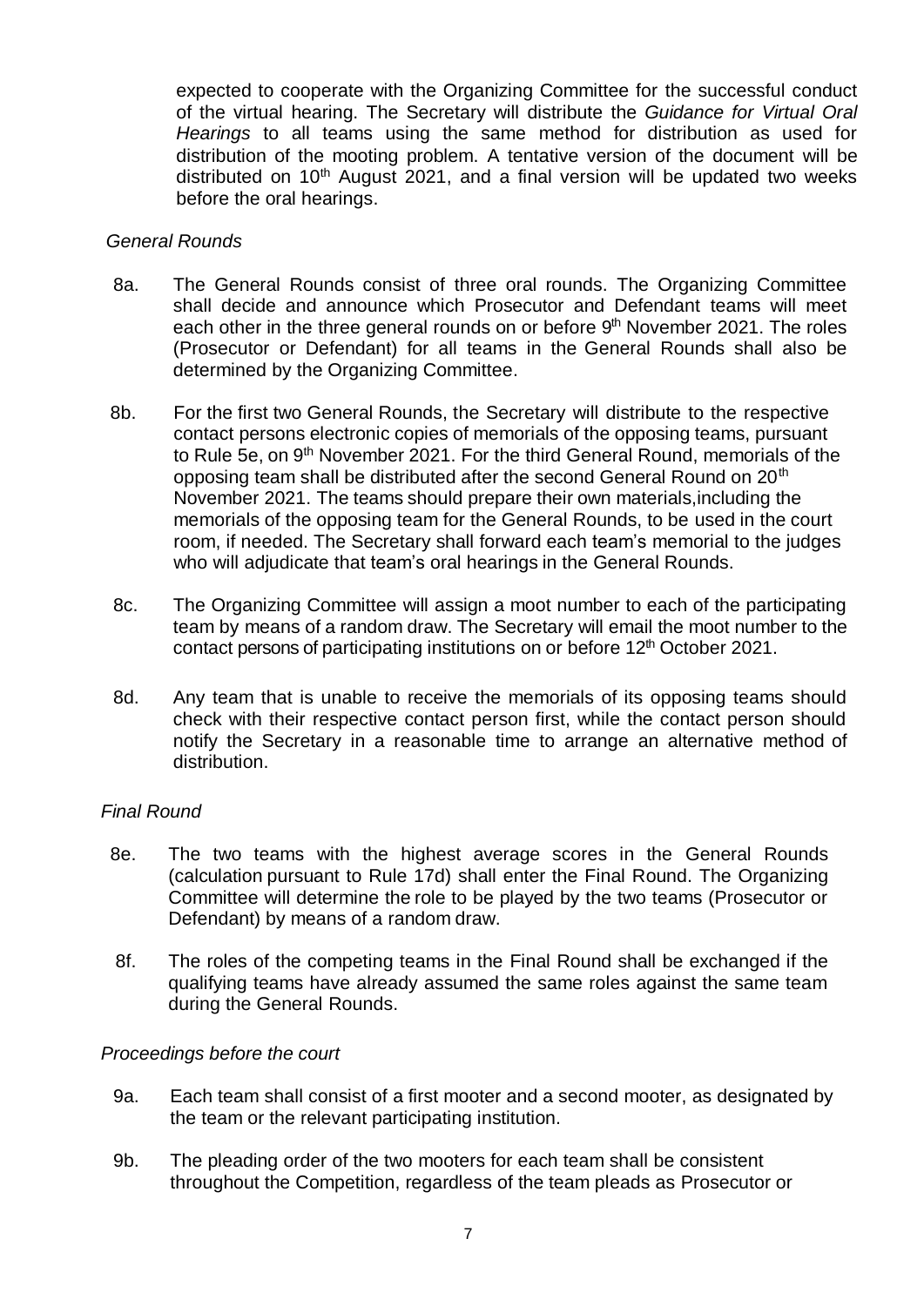expected to cooperate with the Organizing Committee for the successful conduct of the virtual hearing. The Secretary will distribute the *Guidance for Virtual Oral Hearings* to all teams using the same method for distribution as used for distribution of the mooting problem. A tentative version of the document will be distributed on 10th August 2021, and a final version will be updated two weeks before the oral hearings.

*General Rounds*

8a. The General Rounds consist of three oral rounds. The Organizing Committee shall decide and announce which Prosecutor and Defendant teams will meet each other in the three general rounds on or before 9th November 2021. The roles (Prosecutor or Defendant) for all teams in the General Rounds shall also be determined by the Organizing Committee.

8b. For the first two General Rounds, the Secretary will distribute to the respective contact persons electronic copies of memorials of the opposing teams, pursuant to Rule 5e, on 9th November 2021. For the third General Round, memorials of the opposing team shall be distributed after the second General Round on 20th November 2021. The teams should prepare their own materials,including the memorials of the opposing team for the General Rounds, to be used in the court room, if needed. The Secretary shall forward each team's memorial to the judges who will adjudicate that team's oral hearings in the General Rounds.

8c. The Organizing Committee will assign a moot number to each of the participating team by means of a random draw. The Secretary will email the moot number to the contact persons of participating institutions on or before 12th October 2021.

8d. Any team that is unable to receive the memorials of its opposing teams should check with their respective contact person first, while the contact person should notify the Secretary in a reasonable time to arrange an alternative method of distribution.

*Final Round*

8e. The two teams with the highest average scores in the General Rounds (calculation pursuant to Rule 17d) shall enter the Final Round. The Organizing Committee will determine the role to be played by the two teams (Prosecutor or Defendant) by means of a random draw.

8f. The roles of the competing teams in the Final Round shall be exchanged if the qualifying teams have already assumed the same roles against the same team during the General Rounds.

*Proceedings before the court*

9a. Each team shall consist of a first mooter and a second mooter, as designated by the team or the relevant participating institution.

9b. The pleading order of the two mooters for each team shall be consistent throughout the Competition, regardless of the team pleads as Prosecutor or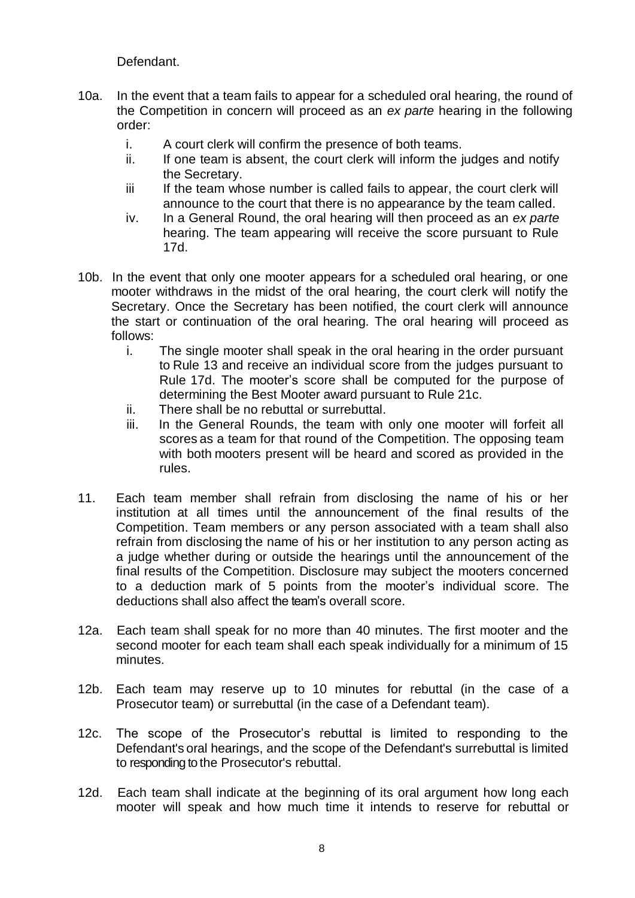Defendant.

10a. In the event that a team fails to appear for a scheduled oral hearing, the round of the Competition in concern will proceed as an *ex parte* hearing in the following order:

   i. A court clerk will confirm the presence of both teams.
   ii. If one team is absent, the court clerk will inform the judges and notify the Secretary.
   iii If the team whose number is called fails to appear, the court clerk will announce to the court that there is no appearance by the team called.
   iv. In a General Round, the oral hearing will then proceed as an *ex parte* hearing. The team appearing will receive the score pursuant to Rule 17d.

10b. In the event that only one mooter appears for a scheduled oral hearing, or one mooter withdraws in the midst of the oral hearing, the court clerk will notify the Secretary. Once the Secretary has been notified, the court clerk will announce the start or continuation of the oral hearing. The oral hearing will proceed as follows:

   i. The single mooter shall speak in the oral hearing in the order pursuant to Rule 13 and receive an individual score from the judges pursuant to Rule 17d. The mooter's score shall be computed for the purpose of determining the Best Mooter award pursuant to Rule 21c.
   ii. There shall be no rebuttal or surrebuttal.
   iii. In the General Rounds, the team with only one mooter will forfeit all scores as a team for that round of the Competition. The opposing team with both mooters present will be heard and scored as provided in the rules.

11. Each team member shall refrain from disclosing the name of his or her institution at all times until the announcement of the final results of the Competition. Team members or any person associated with a team shall also refrain from disclosing the name of his or her institution to any person acting as a judge whether during or outside the hearings until the announcement of the final results of the Competition. Disclosure may subject the mooters concerned to a deduction mark of 5 points from the mooter's individual score. The deductions shall also affect the team's overall score.

12a. Each team shall speak for no more than 40 minutes. The first mooter and the second mooter for each team shall each speak individually for a minimum of 15 minutes.

12b. Each team may reserve up to 10 minutes for rebuttal (in the case of a Prosecutor team) or surrebuttal (in the case of a Defendant team).

12c. The scope of the Prosecutor's rebuttal is limited to responding to the Defendant's oral hearings, and the scope of the Defendant's surrebuttal is limited to responding to the Prosecutor's rebuttal.

12d. Each team shall indicate at the beginning of its oral argument how long each mooter will speak and how much time it intends to reserve for rebuttal or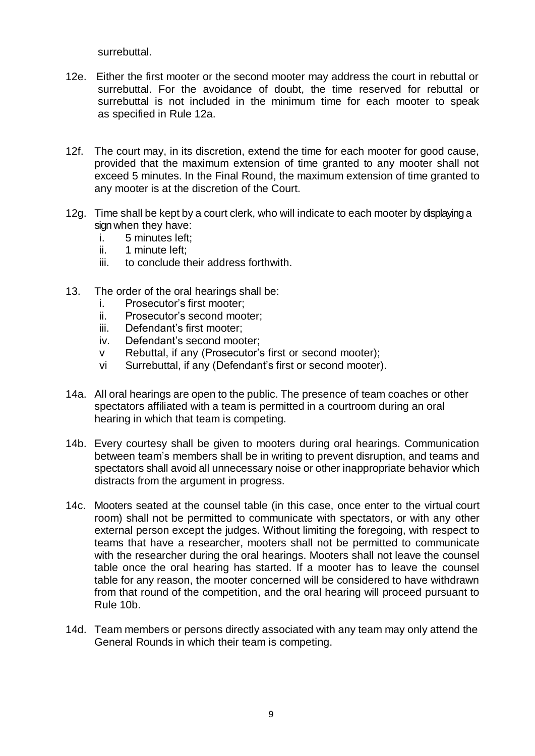surrebuttal.

12e. Either the first mooter or the second mooter may address the court in rebuttal or surrebuttal. For the avoidance of doubt, the time reserved for rebuttal or surrebuttal is not included in the minimum time for each mooter to speak as specified in Rule 12a.

12f. The court may, in its discretion, extend the time for each mooter for good cause, provided that the maximum extension of time granted to any mooter shall not exceed 5 minutes. In the Final Round, the maximum extension of time granted to any mooter is at the discretion of the Court.

12g. Time shall be kept by a court clerk, who will indicate to each mooter by displaying a sign when they have:

i. 5 minutes left;
ii. 1 minute left;
iii. to conclude their address forthwith.

13. The order of the oral hearings shall be:

i. Prosecutor's first mooter;
ii. Prosecutor's second mooter;
iii. Defendant's first mooter;
iv. Defendant's second mooter;
v Rebuttal, if any (Prosecutor's first or second mooter);
vi Surrebuttal, if any (Defendant's first or second mooter).

14a. All oral hearings are open to the public. The presence of team coaches or other spectators affiliated with a team is permitted in a courtroom during an oral hearing in which that team is competing.

14b. Every courtesy shall be given to mooters during oral hearings. Communication between team's members shall be in writing to prevent disruption, and teams and spectators shall avoid all unnecessary noise or other inappropriate behavior which distracts from the argument in progress.

14c. Mooters seated at the counsel table (in this case, once enter to the virtual court room) shall not be permitted to communicate with spectators, or with any other external person except the judges. Without limiting the foregoing, with respect to teams that have a researcher, mooters shall not be permitted to communicate with the researcher during the oral hearings. Mooters shall not leave the counsel table once the oral hearing has started. If a mooter has to leave the counsel table for any reason, the mooter concerned will be considered to have withdrawn from that round of the competition, and the oral hearing will proceed pursuant to Rule 10b.

14d. Team members or persons directly associated with any team may only attend the General Rounds in which their team is competing.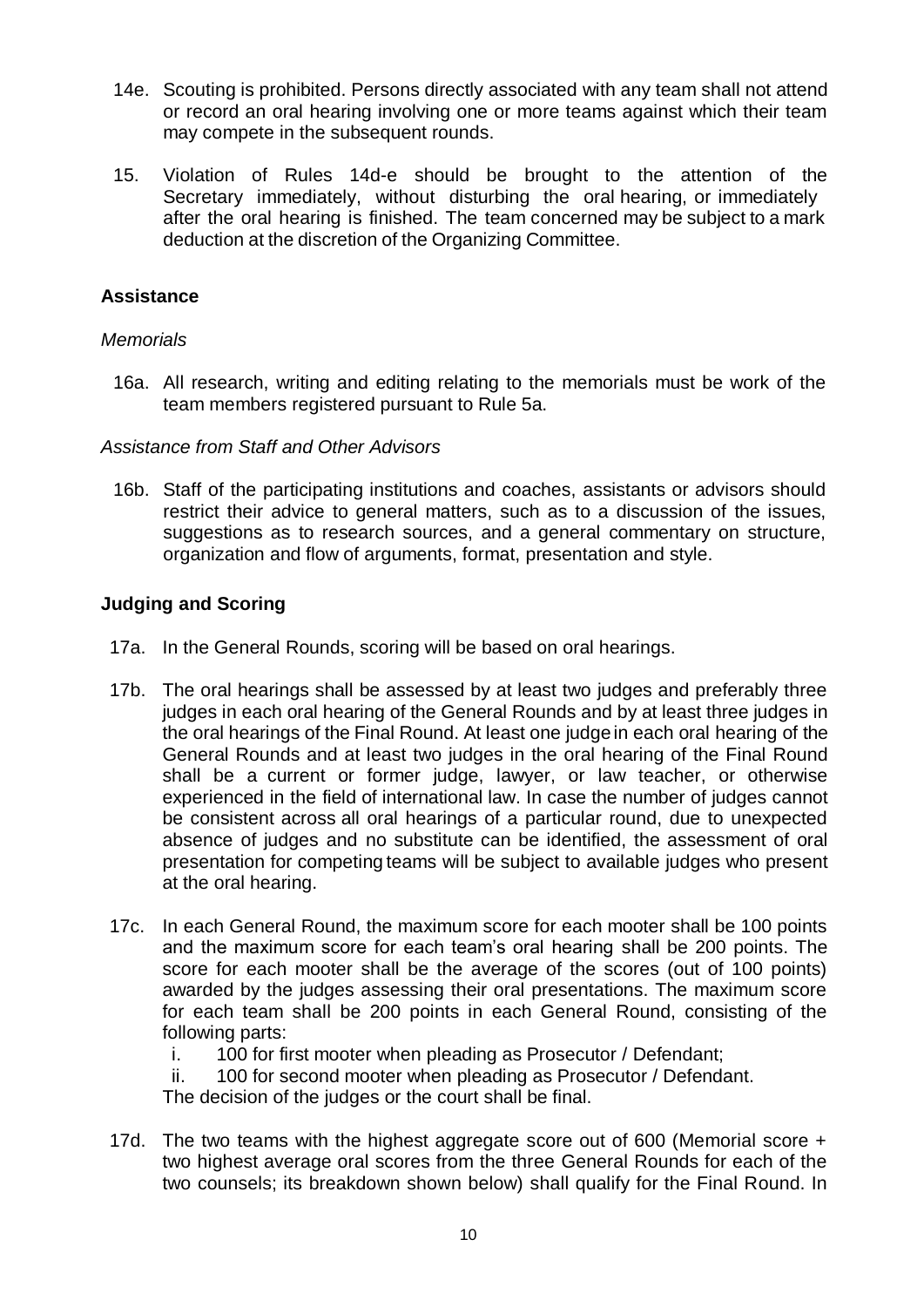14e. Scouting is prohibited. Persons directly associated with any team shall not attend or record an oral hearing involving one or more teams against which their team may compete in the subsequent rounds.

15. Violation of Rules 14d-e should be brought to the attention of the Secretary immediately, without disturbing the oral hearing, or immediately after the oral hearing is finished. The team concerned may be subject to a mark deduction at the discretion of the Organizing Committee.

## Assistance

*Memorials*

16a. All research, writing and editing relating to the memorials must be work of the team members registered pursuant to Rule 5a.

*Assistance from Staff and Other Advisors*

16b. Staff of the participating institutions and coaches, assistants or advisors should restrict their advice to general matters, such as to a discussion of the issues, suggestions as to research sources, and a general commentary on structure, organization and flow of arguments, format, presentation and style.

## Judging and Scoring

17a. In the General Rounds, scoring will be based on oral hearings.

17b. The oral hearings shall be assessed by at least two judges and preferably three judges in each oral hearing of the General Rounds and by at least three judges in the oral hearings of the Final Round. At least one judge in each oral hearing of the General Rounds and at least two judges in the oral hearing of the Final Round shall be a current or former judge, lawyer, or law teacher, or otherwise experienced in the field of international law. In case the number of judges cannot be consistent across all oral hearings of a particular round, due to unexpected absence of judges and no substitute can be identified, the assessment of oral presentation for competing teams will be subject to available judges who present at the oral hearing.

17c. In each General Round, the maximum score for each mooter shall be 100 points and the maximum score for each team's oral hearing shall be 200 points. The score for each mooter shall be the average of the scores (out of 100 points) awarded by the judges assessing their oral presentations. The maximum score for each team shall be 200 points in each General Round, consisting of the following parts:

   i. 100 for first mooter when pleading as Prosecutor / Defendant;
   ii. 100 for second mooter when pleading as Prosecutor / Defendant.

   The decision of the judges or the court shall be final.

17d. The two teams with the highest aggregate score out of 600 (Memorial score + two highest average oral scores from the three General Rounds for each of the two counsels; its breakdown shown below) shall qualify for the Final Round. In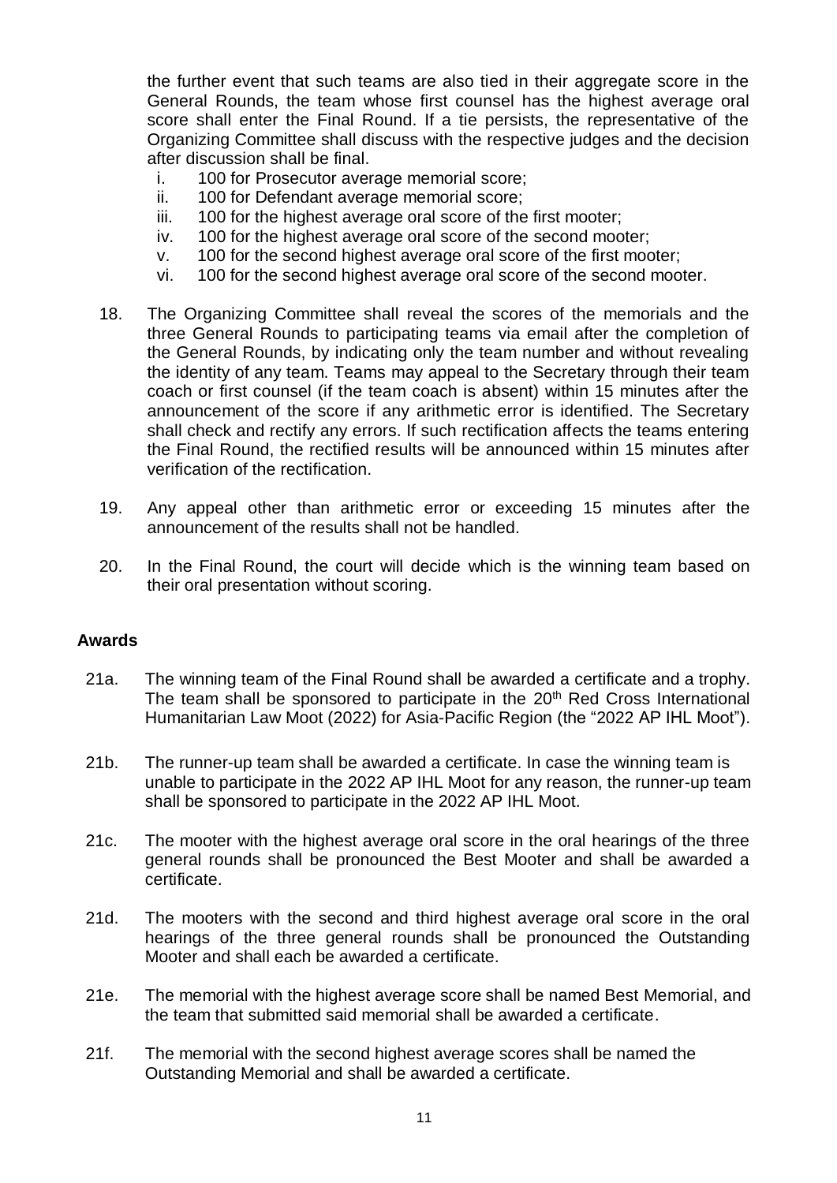the further event that such teams are also tied in their aggregate score in the General Rounds, the team whose first counsel has the highest average oral score shall enter the Final Round. If a tie persists, the representative of the Organizing Committee shall discuss with the respective judges and the decision after discussion shall be final.

i. 100 for Prosecutor average memorial score;
ii. 100 for Defendant average memorial score;
iii. 100 for the highest average oral score of the first mooter;
iv. 100 for the highest average oral score of the second mooter;
v. 100 for the second highest average oral score of the first mooter;
vi. 100 for the second highest average oral score of the second mooter.

18. The Organizing Committee shall reveal the scores of the memorials and the three General Rounds to participating teams via email after the completion of the General Rounds, by indicating only the team number and without revealing the identity of any team. Teams may appeal to the Secretary through their team coach or first counsel (if the team coach is absent) within 15 minutes after the announcement of the score if any arithmetic error is identified. The Secretary shall check and rectify any errors. If such rectification affects the teams entering the Final Round, the rectified results will be announced within 15 minutes after verification of the rectification.

19. Any appeal other than arithmetic error or exceeding 15 minutes after the announcement of the results shall not be handled.

20. In the Final Round, the court will decide which is the winning team based on their oral presentation without scoring.

## Awards

21a. The winning team of the Final Round shall be awarded a certificate and a trophy. The team shall be sponsored to participate in the 20th Red Cross International Humanitarian Law Moot (2022) for Asia-Pacific Region (the "2022 AP IHL Moot").

21b. The runner-up team shall be awarded a certificate. In case the winning team is unable to participate in the 2022 AP IHL Moot for any reason, the runner-up team shall be sponsored to participate in the 2022 AP IHL Moot.

21c. The mooter with the highest average oral score in the oral hearings of the three general rounds shall be pronounced the Best Mooter and shall be awarded a certificate.

21d. The mooters with the second and third highest average oral score in the oral hearings of the three general rounds shall be pronounced the Outstanding Mooter and shall each be awarded a certificate.

21e. The memorial with the highest average score shall be named Best Memorial, and the team that submitted said memorial shall be awarded a certificate.

21f. The memorial with the second highest average scores shall be named the Outstanding Memorial and shall be awarded a certificate.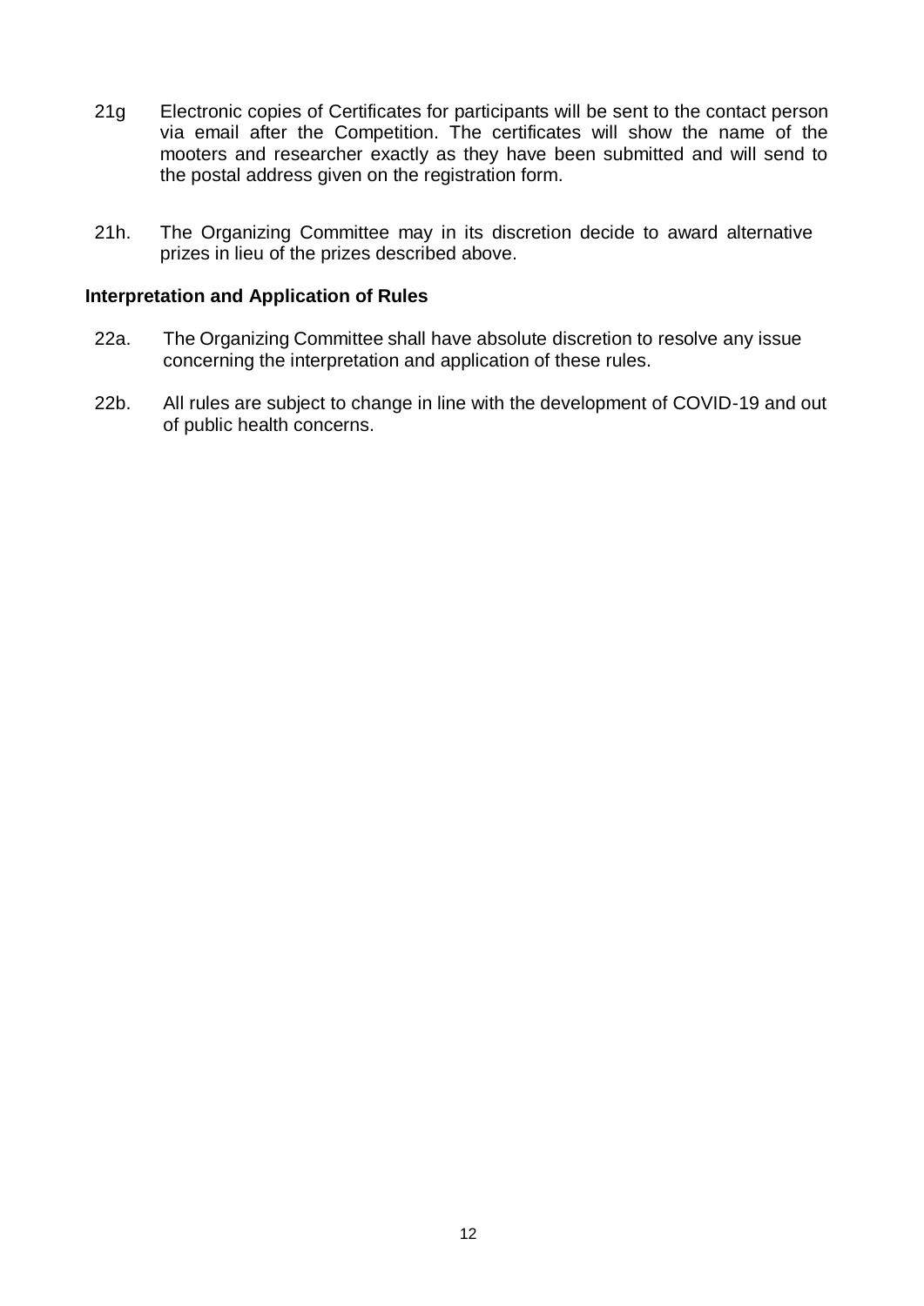21g Electronic copies of Certificates for participants will be sent to the contact person via email after the Competition. The certificates will show the name of the mooters and researcher exactly as they have been submitted and will send to the postal address given on the registration form.

21h. The Organizing Committee may in its discretion decide to award alternative prizes in lieu of the prizes described above.

### Interpretation and Application of Rules

22a. The Organizing Committee shall have absolute discretion to resolve any issue concerning the interpretation and application of these rules.

22b. All rules are subject to change in line with the development of COVID-19 and out of public health concerns.